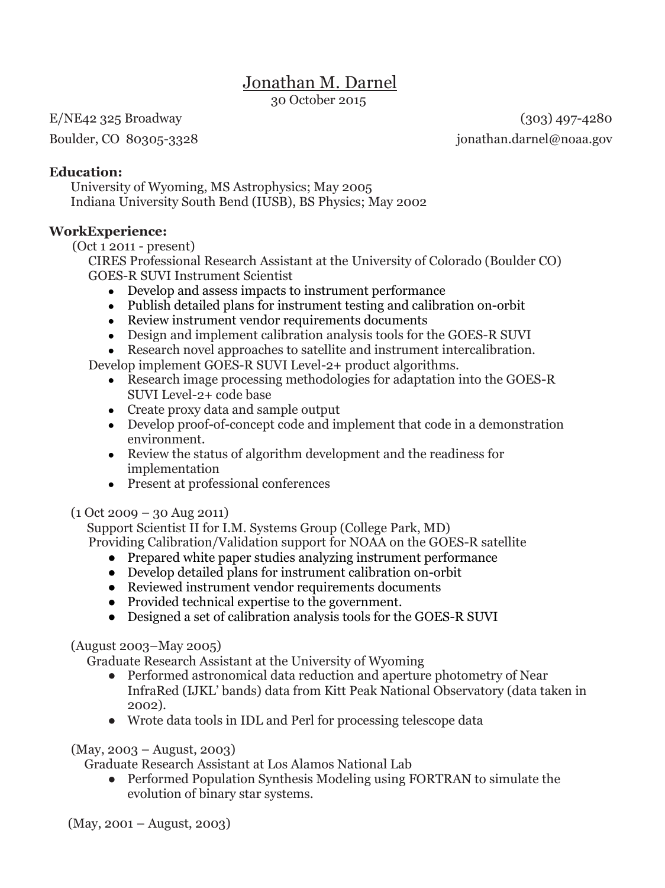# Jonathan M. Darnel

30 October 2015

E/NE42 325 Broadway | (303) 497-4280

Boulder, CO 80305-3328 | jonathan.darnel@noaa.gov

**Education:**

University of Wyoming, MS Astrophysics; May 2005
Indiana University South Bend (IUSB), BS Physics; May 2002

**WorkExperience:**

(Oct 1 2011 - present)

CIRES Professional Research Assistant at the University of Colorado (Boulder CO)
GOES-R SUVI Instrument Scientist

- Develop and assess impacts to instrument performance
- Publish detailed plans for instrument testing and calibration on-orbit
- Review instrument vendor requirements documents
- Design and implement calibration analysis tools for the GOES-R SUVI
- Research novel approaches to satellite and instrument intercalibration.

Develop implement GOES-R SUVI Level-2+ product algorithms.

- Research image processing methodologies for adaptation into the GOES-R SUVI Level-2+ code base
- Create proxy data and sample output
- Develop proof-of-concept code and implement that code in a demonstration environment.
- Review the status of algorithm development and the readiness for implementation
- Present at professional conferences

(1 Oct 2009 – 30 Aug 2011)

Support Scientist II for I.M. Systems Group (College Park, MD)
Providing Calibration/Validation support for NOAA on the GOES-R satellite

- Prepared white paper studies analyzing instrument performance
- Develop detailed plans for instrument calibration on-orbit
- Reviewed instrument vendor requirements documents
- Provided technical expertise to the government.
- Designed a set of calibration analysis tools for the GOES-R SUVI

(August 2003–May 2005)

Graduate Research Assistant at the University of Wyoming

- Performed astronomical data reduction and aperture photometry of Near InfraRed (IJKL' bands) data from Kitt Peak National Observatory (data taken in 2002).
- Wrote data tools in IDL and Perl for processing telescope data

(May, 2003 – August, 2003)

Graduate Research Assistant at Los Alamos National Lab

- Performed Population Synthesis Modeling using FORTRAN to simulate the evolution of binary star systems.

(May, 2001 – August, 2003)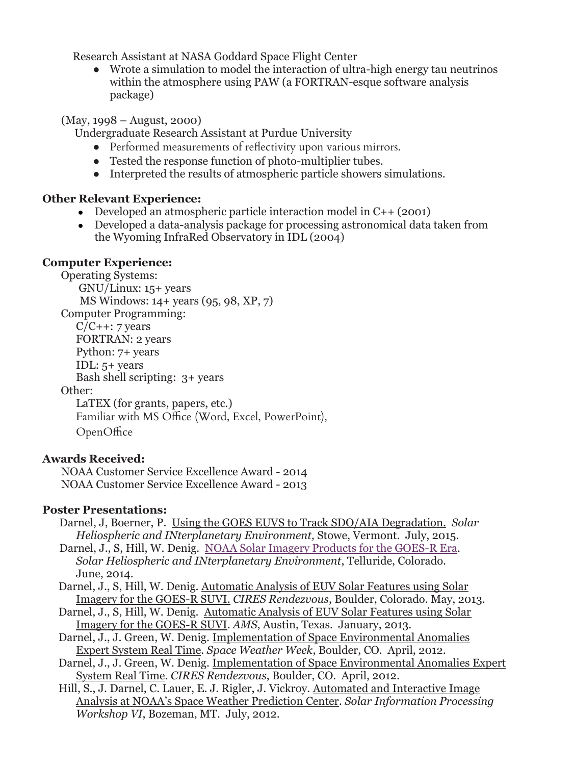Research Assistant at NASA Goddard Space Flight Center

- Wrote a simulation to model the interaction of ultra-high energy tau neutrinos within the atmosphere using PAW (a FORTRAN-esque software analysis package)

(May, 1998 – August, 2000)

Undergraduate Research Assistant at Purdue University

- Performed measurements of reflectivity upon various mirrors.
- Tested the response function of photo-multiplier tubes.
- Interpreted the results of atmospheric particle showers simulations.

**Other Relevant Experience:**

- Developed an atmospheric particle interaction model in C++ (2001)
- Developed a data-analysis package for processing astronomical data taken from the Wyoming InfraRed Observatory in IDL (2004)

**Computer Experience:**

Operating Systems:
GNU/Linux: 15+ years
MS Windows: 14+ years (95, 98, XP, 7)

Computer Programming:
C/C++: 7 years
FORTRAN: 2 years
Python: 7+ years
IDL: 5+ years
Bash shell scripting: 3+ years

Other:
LaTEX (for grants, papers, etc.)
Familiar with MS Office (Word, Excel, PowerPoint), OpenOffice

**Awards Received:**

NOAA Customer Service Excellence Award - 2014
NOAA Customer Service Excellence Award - 2013

**Poster Presentations:**

Darnel, J, Boerner, P. Using the GOES EUVS to Track SDO/AIA Degradation. *Solar Heliospheric and INterplanetary Environment,* Stowe, Vermont. July, 2015.

Darnel, J., S, Hill, W. Denig. NOAA Solar Imagery Products for the GOES-R Era. *Solar Heliospheric and INterplanetary Environment*, Telluride, Colorado. June, 2014.

Darnel, J., S, Hill, W. Denig. Automatic Analysis of EUV Solar Features using Solar Imagery for the GOES-R SUVI. *CIRES Rendezvous*, Boulder, Colorado. May, 2013.

Darnel, J., S, Hill, W. Denig. Automatic Analysis of EUV Solar Features using Solar Imagery for the GOES-R SUVI. *AMS*, Austin, Texas. January, 2013.

Darnel, J., J. Green, W. Denig. Implementation of Space Environmental Anomalies Expert System Real Time. *Space Weather Week*, Boulder, CO. April, 2012.

Darnel, J., J. Green, W. Denig. Implementation of Space Environmental Anomalies Expert System Real Time. *CIRES Rendezvous*, Boulder, CO. April, 2012.

Hill, S., J. Darnel, C. Lauer, E. J. Rigler, J. Vickroy. Automated and Interactive Image Analysis at NOAA's Space Weather Prediction Center. *Solar Information Processing Workshop VI*, Bozeman, MT. July, 2012.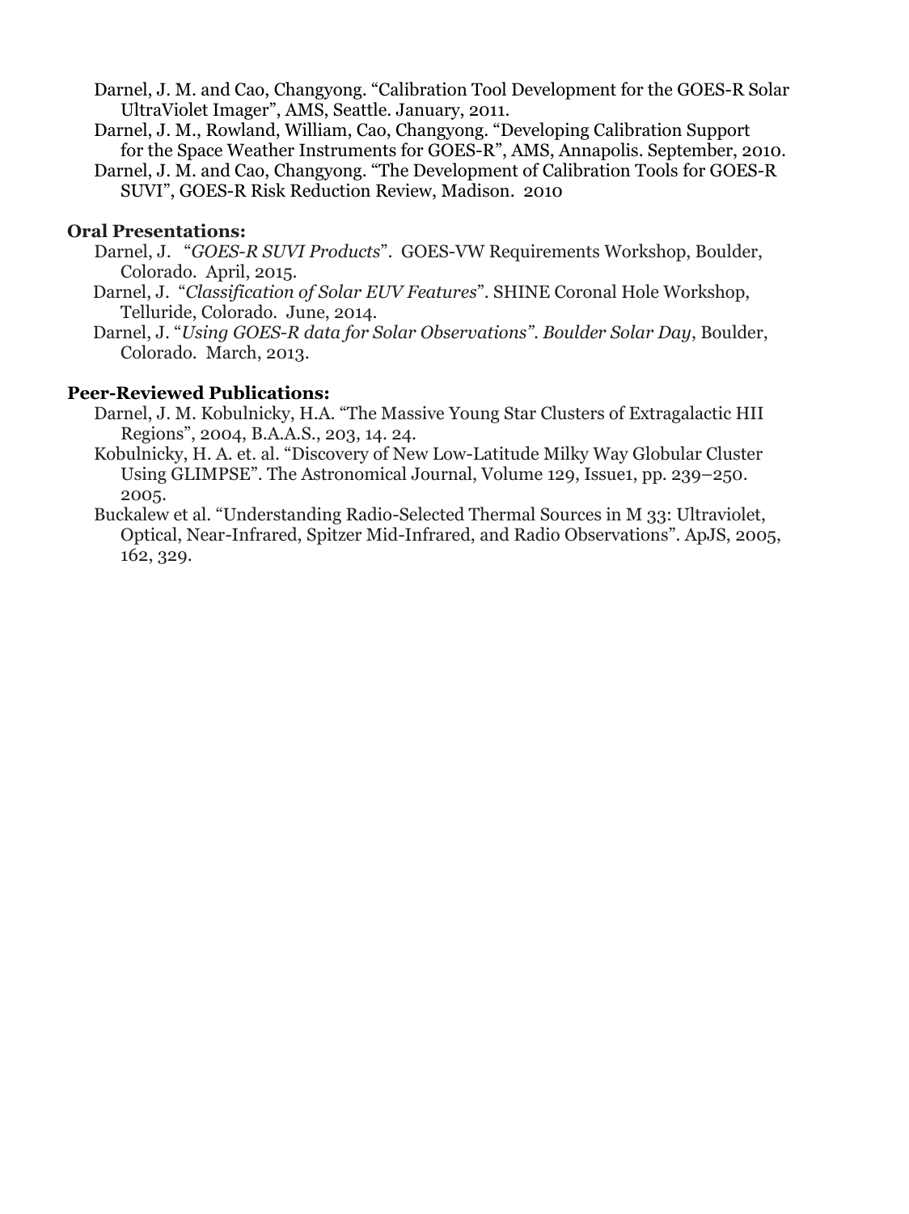Darnel, J. M. and Cao, Changyong. "Calibration Tool Development for the GOES-R Solar UltraViolet Imager", AMS, Seattle. January, 2011.

Darnel, J. M., Rowland, William, Cao, Changyong. "Developing Calibration Support for the Space Weather Instruments for GOES-R", AMS, Annapolis. September, 2010.

Darnel, J. M. and Cao, Changyong. "The Development of Calibration Tools for GOES-R SUVI", GOES-R Risk Reduction Review, Madison. 2010

**Oral Presentations:**

Darnel, J. "*GOES-R SUVI Products*". GOES-VW Requirements Workshop, Boulder, Colorado. April, 2015.

Darnel, J. "*Classification of Solar EUV Features*". SHINE Coronal Hole Workshop, Telluride, Colorado. June, 2014.

Darnel, J. "*Using GOES-R data for Solar Observations". Boulder Solar Day*, Boulder, Colorado. March, 2013.

**Peer-Reviewed Publications:**

Darnel, J. M. Kobulnicky, H.A. "The Massive Young Star Clusters of Extragalactic HII Regions", 2004, B.A.A.S., 203, 14. 24.

Kobulnicky, H. A. et. al. "Discovery of New Low-Latitude Milky Way Globular Cluster Using GLIMPSE". The Astronomical Journal, Volume 129, Issue1, pp. 239–250. 2005.

Buckalew et al. "Understanding Radio-Selected Thermal Sources in M 33: Ultraviolet, Optical, Near-Infrared, Spitzer Mid-Infrared, and Radio Observations". ApJS, 2005, 162, 329.